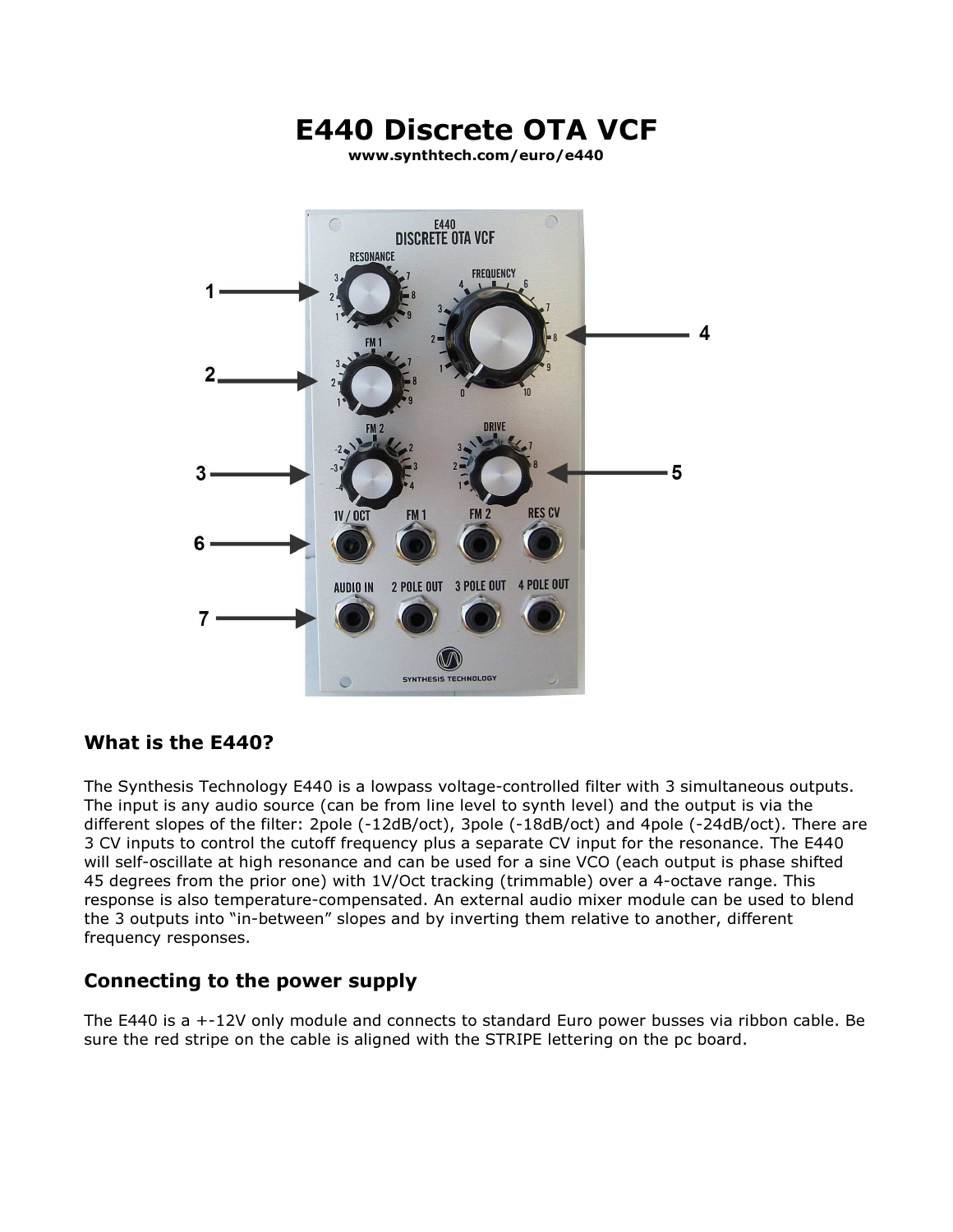# E440 Discrete OTA VCF

**www.synthtech.com/euro/e440**

## What is the E440?

The Synthesis Technology E440 is a lowpass voltage-controlled filter with 3 simultaneous outputs. The input is any audio source (can be from line level to synth level) and the output is via the different slopes of the filter: 2pole (-12dB/oct), 3pole (-18dB/oct) and 4pole (-24dB/oct). There are 3 CV inputs to control the cutoff frequency plus a separate CV input for the resonance. The E440 will self-oscillate at high resonance and can be used for a sine VCO (each output is phase shifted 45 degrees from the prior one) with 1V/Oct tracking (trimmable) over a 4-octave range. This response is also temperature-compensated. An external audio mixer module can be used to blend the 3 outputs into "in-between" slopes and by inverting them relative to another, different frequency responses.

## Connecting to the power supply

The E440 is a +-12V only module and connects to standard Euro power busses via ribbon cable. Be sure the red stripe on the cable is aligned with the STRIPE lettering on the pc board.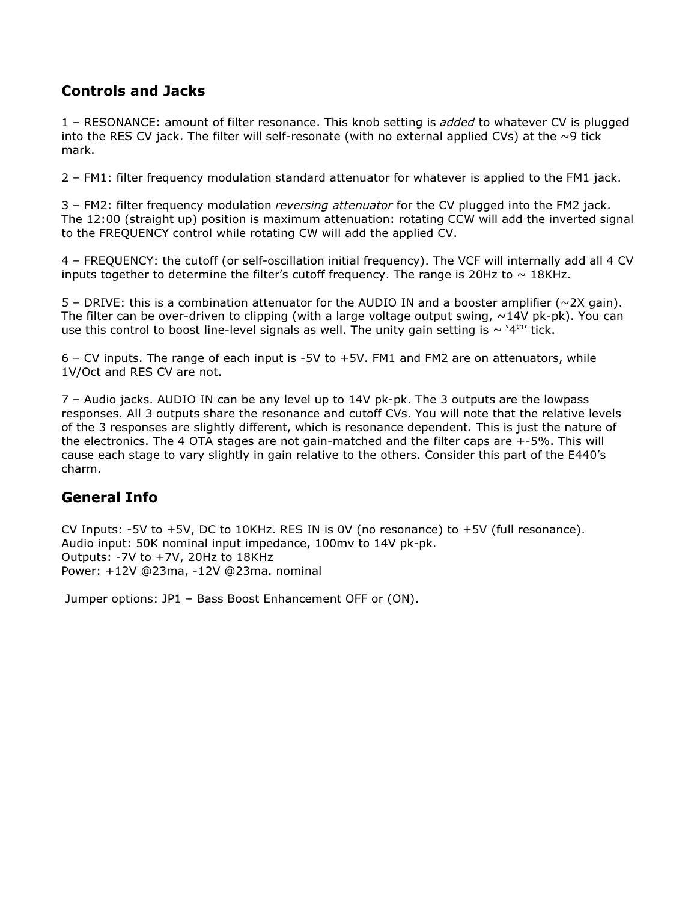## Controls and Jacks

1 – RESONANCE: amount of filter resonance. This knob setting is *added* to whatever CV is plugged into the RES CV jack. The filter will self-resonate (with no external applied CVs) at the ~9 tick mark.

2 – FM1: filter frequency modulation standard attenuator for whatever is applied to the FM1 jack.

3 – FM2: filter frequency modulation *reversing attenuator* for the CV plugged into the FM2 jack. The 12:00 (straight up) position is maximum attenuation: rotating CCW will add the inverted signal to the FREQUENCY control while rotating CW will add the applied CV.

4 – FREQUENCY: the cutoff (or self-oscillation initial frequency). The VCF will internally add all 4 CV inputs together to determine the filter's cutoff frequency. The range is 20Hz to ~ 18KHz.

5 – DRIVE: this is a combination attenuator for the AUDIO IN and a booster amplifier (~2X gain). The filter can be over-driven to clipping (with a large voltage output swing, ~14V pk-pk). You can use this control to boost line-level signals as well. The unity gain setting is ~ '4th' tick.

6 – CV inputs. The range of each input is -5V to +5V. FM1 and FM2 are on attenuators, while 1V/Oct and RES CV are not.

7 – Audio jacks. AUDIO IN can be any level up to 14V pk-pk. The 3 outputs are the lowpass responses. All 3 outputs share the resonance and cutoff CVs. You will note that the relative levels of the 3 responses are slightly different, which is resonance dependent. This is just the nature of the electronics. The 4 OTA stages are not gain-matched and the filter caps are +-5%. This will cause each stage to vary slightly in gain relative to the others. Consider this part of the E440's charm.

## General Info

CV Inputs: -5V to +5V, DC to 10KHz. RES IN is 0V (no resonance) to +5V (full resonance).
Audio input: 50K nominal input impedance, 100mv to 14V pk-pk.
Outputs: -7V to +7V, 20Hz to 18KHz
Power: +12V @23ma, -12V @23ma. nominal

Jumper options: JP1 – Bass Boost Enhancement OFF or (ON).